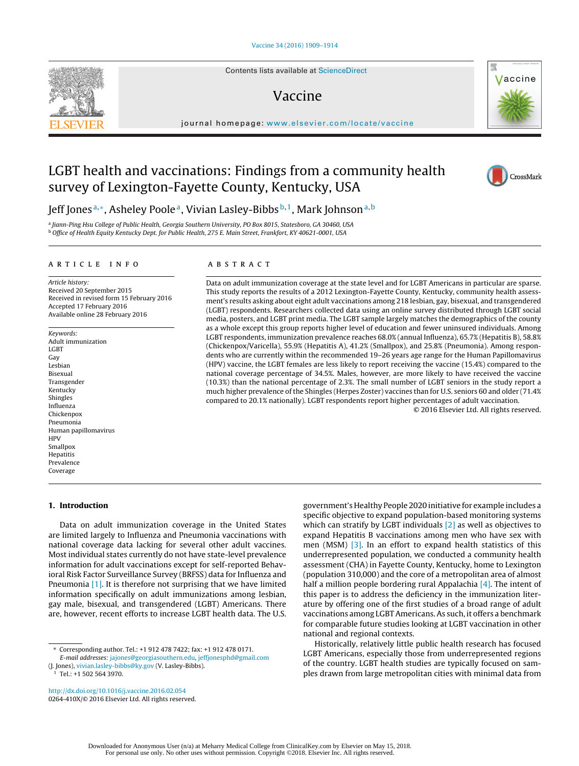# LGBT health and vaccinations: Findings from a community health survey of Lexington-Fayette County, Kentucky, USA

Jeff Jones [a,*], Asheley Poole [a], Vivian Lasley-Bibbs [b,1], Mark Johnson [a,b]

[a] Jiann-Ping Hsu College of Public Health, Georgia Southern University, PO Box 8015, Statesboro, GA 30460, USA
[b] Office of Health Equity Kentucky Dept. for Public Health, 275 E. Main Street, Frankfort, KY 40621-0001, USA

**ARTICLE INFO**

*Article history:*
Received 20 September 2015
Received in revised form 15 February 2016
Accepted 17 February 2016
Available online 28 February 2016

*Keywords:*
Adult immunization
LGBT
Gay
Lesbian
Bisexual
Transgender
Kentucky
Shingles
Influenza
Chickenpox
Pneumonia
Human papillomavirus
HPV
Smallpox
Hepatitis
Prevalence
Coverage

**ABSTRACT**

Data on adult immunization coverage at the state level and for LGBT Americans in particular are sparse. This study reports the results of a 2012 Lexington-Fayette County, Kentucky, community health assessment's results asking about eight adult vaccinations among 218 lesbian, gay, bisexual, and transgendered (LGBT) respondents. Researchers collected data using an online survey distributed through LGBT social media, posters, and LGBT print media. The LGBT sample largely matches the demographics of the county as a whole except this group reports higher level of education and fewer uninsured individuals. Among LGBT respondents, immunization prevalence reaches 68.0% (annual Influenza), 65.7% (Hepatitis B), 58.8% (Chickenpox/Varicella), 55.9% (Hepatitis A), 41.2% (Smallpox), and 25.8% (Pneumonia). Among respondents who are currently within the recommended 19–26 years age range for the Human Papillomavirus (HPV) vaccine, the LGBT females are less likely to report receiving the vaccine (15.4%) compared to the national coverage percentage of 34.5%. Males, however, are more likely to have received the vaccine (10.3%) than the national percentage of 2.3%. The small number of LGBT seniors in the study report a much higher prevalence of the Shingles (Herpes Zoster) vaccines than for U.S. seniors 60 and older (71.4% compared to 20.1% nationally). LGBT respondents report higher percentages of adult vaccination.

© 2016 Elsevier Ltd. All rights reserved.

## 1. Introduction

Data on adult immunization coverage in the United States are limited largely to Influenza and Pneumonia vaccinations with national coverage data lacking for several other adult vaccines. Most individual states currently do not have state-level prevalence information for adult vaccinations except for self-reported Behavioral Risk Factor Surveillance Survey (BRFSS) data for Influenza and Pneumonia [1]. It is therefore not surprising that we have limited information specifically on adult immunizations among lesbian, gay male, bisexual, and transgendered (LGBT) Americans. There are, however, recent efforts to increase LGBT health data. The U.S. government's Healthy People 2020 initiative for example includes a specific objective to expand population-based monitoring systems which can stratify by LGBT individuals [2] as well as objectives to expand Hepatitis B vaccinations among men who have sex with men (MSM) [3]. In an effort to expand health statistics of this underrepresented population, we conducted a community health assessment (CHA) in Fayette County, Kentucky, home to Lexington (population 310,000) and the core of a metropolitan area of almost half a million people bordering rural Appalachia [4]. The intent of this paper is to address the deficiency in the immunization literature by offering one of the first studies of a broad range of adult vaccinations among LGBT Americans. As such, it offers a benchmark for comparable future studies looking at LGBT vaccination in other national and regional contexts.

Historically, relatively little public health research has focused LGBT Americans, especially those from underrepresented regions of the country. LGBT health studies are typically focused on samples drawn from large metropolitan cities with minimal data from

* Corresponding author. Tel.: +1 912 478 7422; fax: +1 912 478 0171.
*E-mail addresses:* jajones@georgiasouthern.edu, jeffjonesphd@gmail.com (J. Jones), vivian.lasley-bibbs@ky.gov (V. Lasley-Bibbs).
[1] Tel.: +1 502 564 3970.

http://dx.doi.org/10.1016/j.vaccine.2016.02.054
0264-410X/© 2016 Elsevier Ltd. All rights reserved.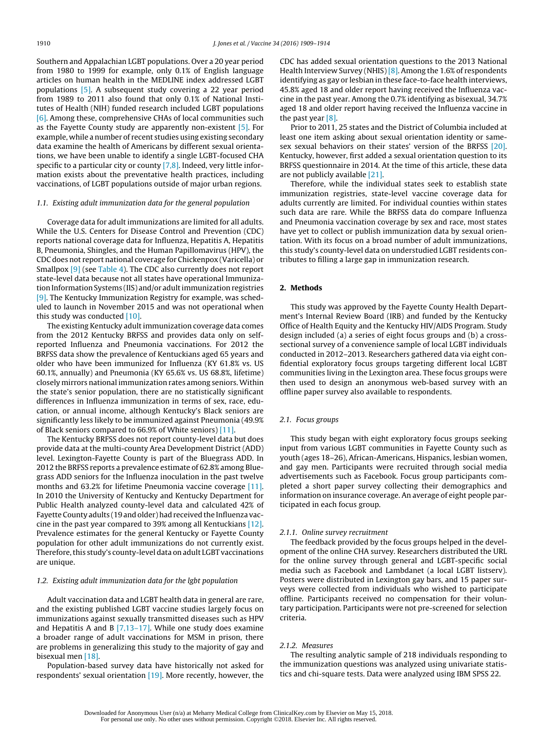Southern and Appalachian LGBT populations. Over a 20 year period from 1980 to 1999 for example, only 0.1% of English language articles on human health in the MEDLINE index addressed LGBT populations [5]. A subsequent study covering a 22 year period from 1989 to 2011 also found that only 0.1% of National Institutes of Health (NIH) funded research included LGBT populations [6]. Among these, comprehensive CHAs of local communities such as the Fayette County study are apparently non-existent [5]. For example, while a number of recent studies using existing secondary data examine the health of Americans by different sexual orientations, we have been unable to identify a single LGBT-focused CHA specific to a particular city or county [7,8]. Indeed, very little information exists about the preventative health practices, including vaccinations, of LGBT populations outside of major urban regions.

### 1.1. Existing adult immunization data for the general population

Coverage data for adult immunizations are limited for all adults. While the U.S. Centers for Disease Control and Prevention (CDC) reports national coverage data for Influenza, Hepatitis A, Hepatitis B, Pneumonia, Shingles, and the Human Papillomavirus (HPV), the CDC does not report national coverage for Chickenpox (Varicella) or Smallpox [9] (see Table 4). The CDC also currently does not report state-level data because not all states have operational Immunization Information Systems (IIS) and/or adult immunization registries [9]. The Kentucky Immunization Registry for example, was scheduled to launch in November 2015 and was not operational when this study was conducted [10].

The existing Kentucky adult immunization coverage data comes from the 2012 Kentucky BRFSS and provides data only on self-reported Influenza and Pneumonia vaccinations. For 2012 the BRFSS data show the prevalence of Kentuckians aged 65 years and older who have been immunized for Influenza (KY 61.8% vs. US 60.1%, annually) and Pneumonia (KY 65.6% vs. US 68.8%, lifetime) closely mirrors national immunization rates among seniors. Within the state's senior population, there are no statistically significant differences in Influenza immunization in terms of sex, race, education, or annual income, although Kentucky's Black seniors are significantly less likely to be immunized against Pneumonia (49.9% of Black seniors compared to 66.9% of White seniors) [11].

The Kentucky BRFSS does not report county-level data but does provide data at the multi-county Area Development District (ADD) level. Lexington-Fayette County is part of the Bluegrass ADD. In 2012 the BRFSS reports a prevalence estimate of 62.8% among Bluegrass ADD seniors for the Influenza inoculation in the past twelve months and 63.2% for lifetime Pneumonia vaccine coverage [11]. In 2010 the University of Kentucky and Kentucky Department for Public Health analyzed county-level data and calculated 42% of Fayette County adults (19 and older) had received the Influenza vaccine in the past year compared to 39% among all Kentuckians [12]. Prevalence estimates for the general Kentucky or Fayette County population for other adult immunizations do not currently exist. Therefore, this study's county-level data on adult LGBT vaccinations are unique.

### 1.2. Existing adult immunization data for the lgbt population

Adult vaccination data and LGBT health data in general are rare, and the existing published LGBT vaccine studies largely focus on immunizations against sexually transmitted diseases such as HPV and Hepatitis A and B [7,13–17]. While one study does examine a broader range of adult vaccinations for MSM in prison, there are problems in generalizing this study to the majority of gay and bisexual men [18].

Population-based survey data have historically not asked for respondents' sexual orientation [19]. More recently, however, the CDC has added sexual orientation questions to the 2013 National Health Interview Survey (NHIS) [8]. Among the 1.6% of respondents identifying as gay or lesbian in these face-to-face health interviews, 45.8% aged 18 and older report having received the Influenza vaccine in the past year. Among the 0.7% identifying as bisexual, 34.7% aged 18 and older report having received the Influenza vaccine in the past year [8].

Prior to 2011, 25 states and the District of Columbia included at least one item asking about sexual orientation identity or same-sex sexual behaviors on their states' version of the BRFSS [20]. Kentucky, however, first added a sexual orientation question to its BRFSS questionnaire in 2014. At the time of this article, these data are not publicly available [21].

Therefore, while the individual states seek to establish state immunization registries, state-level vaccine coverage data for adults currently are limited. For individual counties within states such data are rare. While the BRFSS data do compare Influenza and Pneumonia vaccination coverage by sex and race, most states have yet to collect or publish immunization data by sexual orientation. With its focus on a broad number of adult immunizations, this study's county-level data on understudied LGBT residents contributes to filling a large gap in immunization research.

## 2. Methods

This study was approved by the Fayette County Health Department's Internal Review Board (IRB) and funded by the Kentucky Office of Health Equity and the Kentucky HIV/AIDS Program. Study design included (a) a series of eight focus groups and (b) a cross-sectional survey of a convenience sample of local LGBT individuals conducted in 2012–2013. Researchers gathered data via eight confidential exploratory focus groups targeting different local LGBT communities living in the Lexington area. These focus groups were then used to design an anonymous web-based survey with an offline paper survey also available to respondents.

### 2.1. Focus groups

This study began with eight exploratory focus groups seeking input from various LGBT communities in Fayette County such as youth (ages 18–26), African-Americans, Hispanics, lesbian women, and gay men. Participants were recruited through social media advertisements such as Facebook. Focus group participants completed a short paper survey collecting their demographics and information on insurance coverage. An average of eight people participated in each focus group.

#### 2.1.1. Online survey recruitment

The feedback provided by the focus groups helped in the development of the online CHA survey. Researchers distributed the URL for the online survey through general and LGBT-specific social media such as Facebook and Lambdanet (a local LGBT listserv). Posters were distributed in Lexington gay bars, and 15 paper surveys were collected from individuals who wished to participate offline. Participants received no compensation for their voluntary participation. Participants were not pre-screened for selection criteria.

#### 2.1.2. Measures

The resulting analytic sample of 218 individuals responding to the immunization questions was analyzed using univariate statistics and chi-square tests. Data were analyzed using IBM SPSS 22.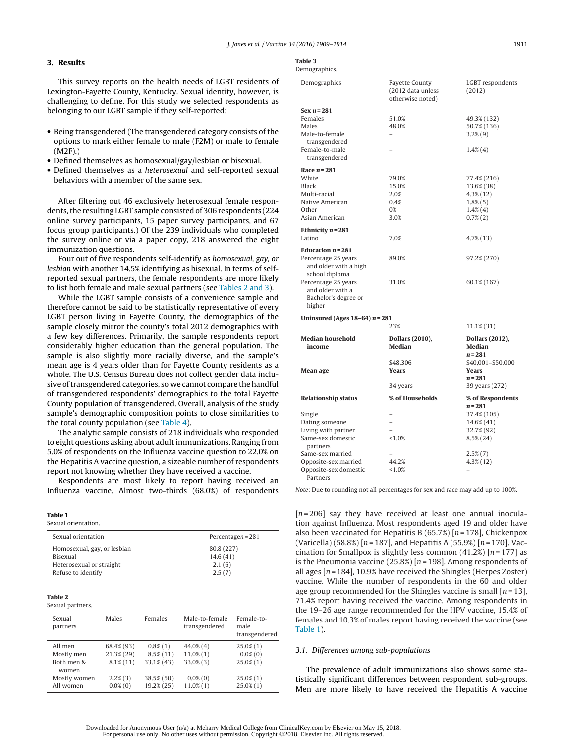## 3. Results

This survey reports on the health needs of LGBT residents of Lexington-Fayette County, Kentucky. Sexual identity, however, is challenging to define. For this study we selected respondents as belonging to our LGBT sample if they self-reported:

- Being transgendered (The transgendered category consists of the options to mark either female to male (F2M) or male to female (M2F).)
- Defined themselves as homosexual/gay/lesbian or bisexual.
- Defined themselves as a *heterosexual* and self-reported sexual behaviors with a member of the same sex.

After filtering out 46 exclusively heterosexual female respondents, the resulting LGBT sample consisted of 306 respondents (224 online survey participants, 15 paper survey participants, and 67 focus group participants.) Of the 239 individuals who completed the survey online or via a paper copy, 218 answered the eight immunization questions.

Four out of five respondents self-identify as *homosexual, gay, or lesbian* with another 14.5% identifying as bisexual. In terms of self-reported sexual partners, the female respondents are more likely to list both female and male sexual partners (see Tables 2 and 3).

While the LGBT sample consists of a convenience sample and therefore cannot be said to be statistically representative of every LGBT person living in Fayette County, the demographics of the sample closely mirror the county's total 2012 demographics with a few key differences. Primarily, the sample respondents report considerably higher education than the general population. The sample is also slightly more racially diverse, and the sample's mean age is 4 years older than for Fayette County residents as a whole. The U.S. Census Bureau does not collect gender data inclusive of transgendered categories, so we cannot compare the handful of transgendered respondents' demographics to the total Fayette County population of transgendered. Overall, analysis of the study sample's demographic composition points to close similarities to the total county population (see Table 4).

The analytic sample consists of 218 individuals who responded to eight questions asking about adult immunizations. Ranging from 5.0% of respondents on the Influenza vaccine question to 22.0% on the Hepatitis A vaccine question, a sizeable number of respondents report not knowing whether they have received a vaccine.

Respondents are most likely to report having received an Influenza vaccine. Almost two-thirds (68.0%) of respondents [$n = 206$] say they have received at least one annual inoculation against Influenza. Most respondents aged 19 and older have also been vaccinated for Hepatitis B (65.7%) [$n = 178$], Chickenpox (Varicella) (58.8%) [$n = 187$], and Hepatitis A (55.9%) [$n = 170$]. Vaccination for Smallpox is slightly less common (41.2%) [$n = 177$] as is the Pneumonia vaccine (25.8%) [$n = 198$]. Among respondents of all ages [$n = 184$], 10.9% have received the Shingles (Herpes Zoster) vaccine. While the number of respondents in the 60 and older age group recommended for the Shingles vaccine is small [$n = 13$], 71.4% report having received the vaccine. Among respondents in the 19–26 age range recommended for the HPV vaccine, 15.4% of females and 10.3% of males report having received the vaccine (see Table 1).

**Table 1**
Sexual orientation.

| Sexual orientation | Percentage $n = 281$ |
|---|---|
| Homosexual, gay, or lesbian | 80.8 (227) |
| Bisexual | 14.6 (41) |
| Heterosexual or straight | 2.1 (6) |
| Refuse to identify | 2.5 (7) |

**Table 2**
Sexual partners.

| Sexual partners | Males | Females | Male-to-female transgendered | Female-to-male transgendered |
|---|---|---|---|---|
| All men | 68.4% (93) | 0.8% (1) | 44.0% (4) | 25.0% (1) |
| Mostly men | 21.3% (29) | 8.5% (11) | 11.0% (1) | 0.0% (0) |
| Both men & women | 8.1% (11) | 33.1% (43) | 33.0% (3) | 25.0% (1) |
| Mostly women | 2.2% (3) | 38.5% (50) | 0.0% (0) | 25.0% (1) |
| All women | 0.0% (0) | 19.2% (25) | 11.0% (1) | 25.0% (1) |

**Table 3**
Demographics.

| Demographics | Fayette County (2012 data unless otherwise noted) | LGBT respondents (2012) |
|---|---|---|
| **Sex $n = 281$** | | |
| Females | 51.0% | 49.3% (132) |
| Males | 48.0% | 50.7% (136) |
| Male-to-female transgendered | – | 3.2% (9) |
| Female-to-male transgendered | – | 1.4% (4) |
| **Race $n = 281$** | | |
| White | 79.0% | 77.4% (216) |
| Black | 15.0% | 13.6% (38) |
| Multi-racial | 2.0% | 4.3% (12) |
| Native American | 0.4% | 1.8% (5) |
| Other | 0% | 1.4% (4) |
| Asian American | 3.0% | 0.7% (2) |
| **Ethnicity $n = 281$** | | |
| Latino | 7.0% | 4.7% (13) |
| **Education $n = 281$** | | |
| Percentage 25 years and older with a high school diploma | 89.0% | 97.2% (270) |
| Percentage 25 years and older with a Bachelor's degree or higher | 31.0% | 60.1% (167) |
| **Uninsured (Ages 18–64) $n = 281$** | | |
| | 23% | 11.1% (31) |
| **Median household income** | **Dollars (2010), Median** | **Dollars (2012), Median $n = 281$** |
| | $48,306 | $40,001–$50,000 |
| **Mean age** | **Years** | **Years $n = 281$** |
| | 34 years | 39 years (272) |
| **Relationship status** | **% of Households** | **% of Respondents $n = 281$** |
| Single | – | 37.4% (105) |
| Dating someone | – | 14.6% (41) |
| Living with partner | – | 32.7% (92) |
| Same-sex domestic partners | <1.0% | 8.5% (24) |
| Same-sex married | – | 2.5% (7) |
| Opposite-sex married | 44.2% | 4.3% (12) |
| Opposite-sex domestic Partners | <1.0% | – |

*Note*: Due to rounding not all percentages for sex and race may add up to 100%.

### 3.1. Differences among sub-populations

The prevalence of adult immunizations also shows some statistically significant differences between respondent sub-groups. Men are more likely to have received the Hepatitis A vaccine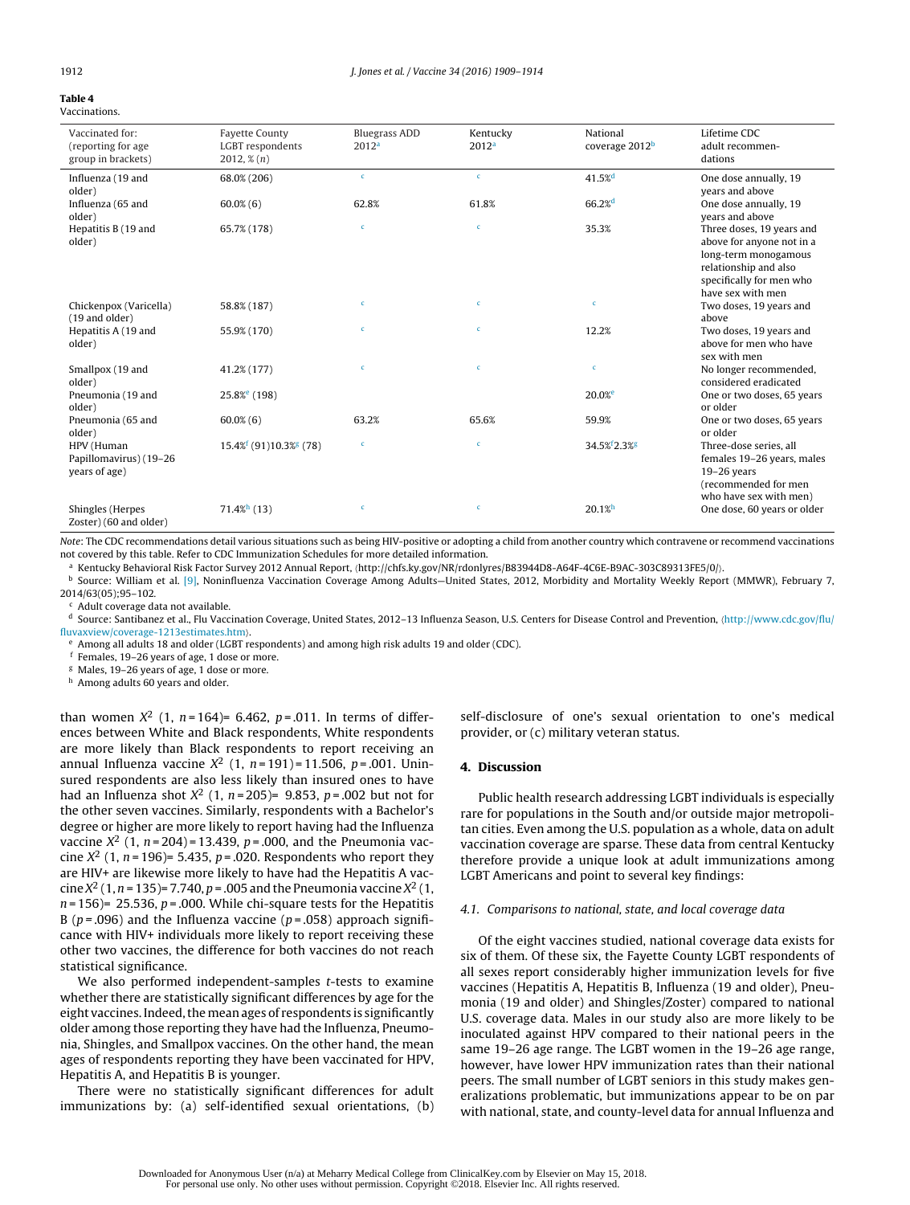**Table 4**
Vaccinations.

| Vaccinated for: (reporting for age group in brackets) | Fayette County LGBT respondents 2012, % (n) | Bluegrass ADD 2012[a] | Kentucky 2012[a] | National coverage 2012[b] | Lifetime CDC adult recommendations |
|---|---|---|---|---|---|
| Influenza (19 and older) | 68.0% (206) | [c] | [c] | 41.5%[d] | One dose annually, 19 years and above |
| Influenza (65 and older) | 60.0% (6) | 62.8% | 61.8% | 66.2%[d] | One dose annually, 19 years and above |
| Hepatitis B (19 and older) | 65.7% (178) | [c] | [c] | 35.3% | Three doses, 19 years and above for anyone not in a long-term monogamous relationship and also specifically for men who have sex with men |
| Chickenpox (Varicella) (19 and older) | 58.8% (187) | [c] | [c] | [c] | Two doses, 19 years and above |
| Hepatitis A (19 and older) | 55.9% (170) | [c] | [c] | 12.2% | Two doses, 19 years and above for men who have sex with men |
| Smallpox (19 and older) | 41.2% (177) | [c] | [c] | [c] | No longer recommended, considered eradicated |
| Pneumonia (19 and older) | 25.8%[e] (198) | | | 20.0%[e] | One or two doses, 65 years or older |
| Pneumonia (65 and older) | 60.0% (6) | 63.2% | 65.6% | 59.9% | One or two doses, 65 years or older |
| HPV (Human Papillomavirus) (19–26 years of age) | 15.4%[f] (91)10.3%[g] (78) | [c] | [c] | 34.5%[f]2.3%[g] | Three-dose series, all females 19–26 years, males 19–26 years (recommended for men who have sex with men) |
| Shingles (Herpes Zoster) (60 and older) | 71.4%[h] (13) | [c] | [c] | 20.1%[h] | One dose, 60 years or older |

*Note*: The CDC recommendations detail various situations such as being HIV-positive or adopting a child from another country which contravene or recommend vaccinations not covered by this table. Refer to CDC Immunization Schedules for more detailed information.

[a] Kentucky Behavioral Risk Factor Survey 2012 Annual Report, ⟨http://chfs.ky.gov/NR/rdonlyres/B83944D8-A64F-4C6E-B9AC-303C89313FE5/0/⟩.

[b] Source: William et al. [9], Noninfluenza Vaccination Coverage Among Adults—United States, 2012, Morbidity and Mortality Weekly Report (MMWR), February 7, 2014/63(05);95–102.

[c] Adult coverage data not available.

[d] Source: Santibanez et al., Flu Vaccination Coverage, United States, 2012–13 Influenza Season, U.S. Centers for Disease Control and Prevention, ⟨http://www.cdc.gov/flu/fluvaxview/coverage-1213estimates.htm⟩.

[e] Among all adults 18 and older (LGBT respondents) and among high risk adults 19 and older (CDC).

[f] Females, 19–26 years of age, 1 dose or more.

[g] Males, 19–26 years of age, 1 dose or more.

[h] Among adults 60 years and older.

than women $X^2$ (1, $n$ = 164) = 6.462, $p$ = .011. In terms of differences between White and Black respondents, White respondents are more likely than Black respondents to report receiving an annual Influenza vaccine $X^2$ (1, $n$ = 191) = 11.506, $p$ = .001. Uninsured respondents are also less likely than insured ones to have had an Influenza shot $X^2$ (1, $n$ = 205) = 9.853, $p$ = .002 but not for the other seven vaccines. Similarly, respondents with a Bachelor's degree or higher are more likely to report having had the Influenza vaccine $X^2$ (1, $n$ = 204) = 13.439, $p$ = .000, and the Pneumonia vaccine $X^2$ (1, $n$ = 196) = 5.435, $p$ = .020. Respondents who report they are HIV+ are likewise more likely to have had the Hepatitis A vaccine $X^2$ (1, $n$ = 135) = 7.740, $p$ = .005 and the Pneumonia vaccine $X^2$ (1, $n$ = 156) = 25.536, $p$ = .000. While chi-square tests for the Hepatitis B ($p$ = .096) and the Influenza vaccine ($p$ = .058) approach significance with HIV+ individuals more likely to report receiving these other two vaccines, the difference for both vaccines do not reach statistical significance.

We also performed independent-samples $t$-tests to examine whether there are statistically significant differences by age for the eight vaccines. Indeed, the mean ages of respondents is significantly older among those reporting they have had the Influenza, Pneumonia, Shingles, and Smallpox vaccines. On the other hand, the mean ages of respondents reporting they have been vaccinated for HPV, Hepatitis A, and Hepatitis B is younger.

There were no statistically significant differences for adult immunizations by: (a) self-identified sexual orientations, (b) self-disclosure of one's sexual orientation to one's medical provider, or (c) military veteran status.

## 4. Discussion

Public health research addressing LGBT individuals is especially rare for populations in the South and/or outside major metropolitan cities. Even among the U.S. population as a whole, data on adult vaccination coverage are sparse. These data from central Kentucky therefore provide a unique look at adult immunizations among LGBT Americans and point to several key findings:

### *4.1. Comparisons to national, state, and local coverage data*

Of the eight vaccines studied, national coverage data exists for six of them. Of these six, the Fayette County LGBT respondents of all sexes report considerably higher immunization levels for five vaccines (Hepatitis A, Hepatitis B, Influenza (19 and older), Pneumonia (19 and older) and Shingles/Zoster) compared to national U.S. coverage data. Males in our study also are more likely to be inoculated against HPV compared to their national peers in the same 19–26 age range. The LGBT women in the 19–26 age range, however, have lower HPV immunization rates than their national peers. The small number of LGBT seniors in this study makes generalizations problematic, but immunizations appear to be on par with national, state, and county-level data for annual Influenza and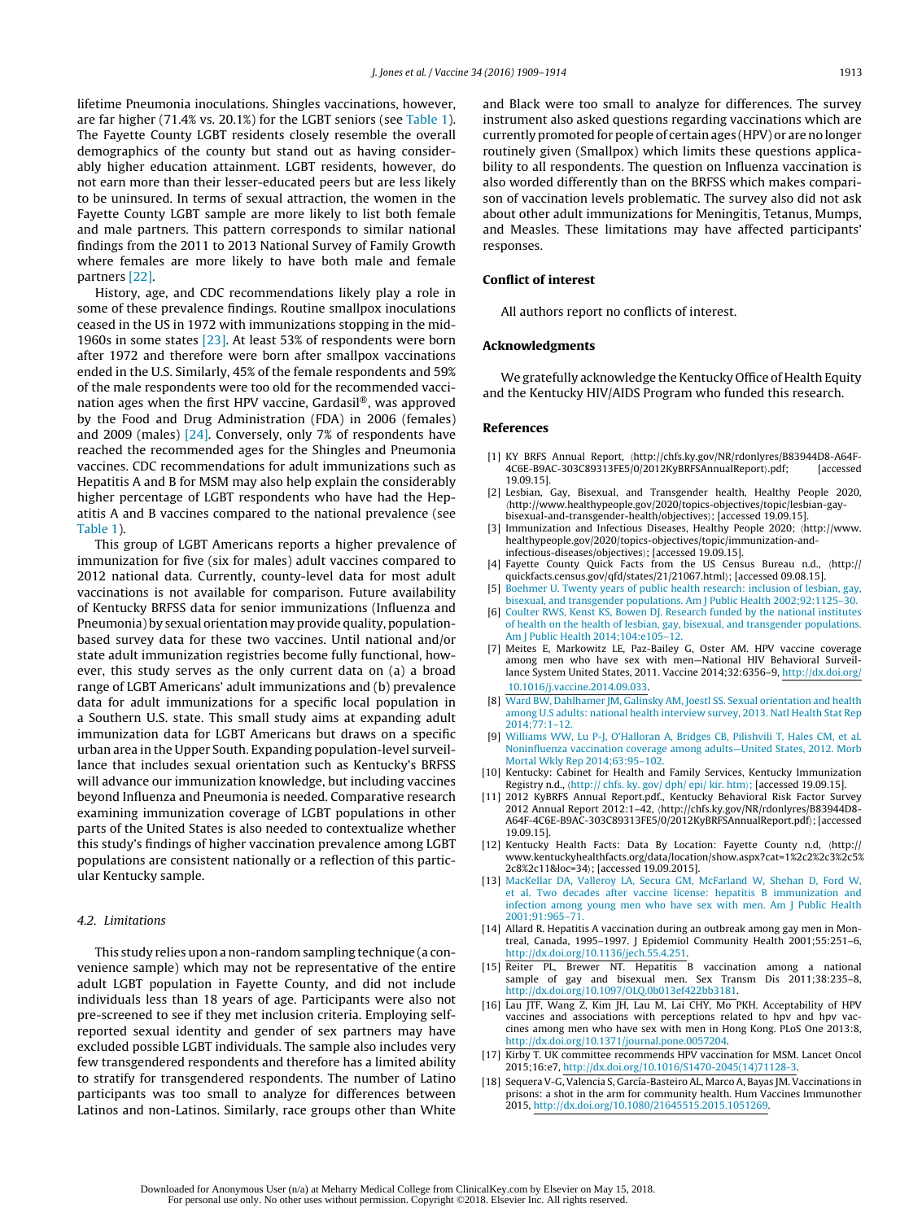lifetime Pneumonia inoculations. Shingles vaccinations, however, are far higher (71.4% vs. 20.1%) for the LGBT seniors (see Table 1). The Fayette County LGBT residents closely resemble the overall demographics of the county but stand out as having considerably higher education attainment. LGBT residents, however, do not earn more than their lesser-educated peers but are less likely to be uninsured. In terms of sexual attraction, the women in the Fayette County LGBT sample are more likely to list both female and male partners. This pattern corresponds to similar national findings from the 2011 to 2013 National Survey of Family Growth where females are more likely to have both male and female partners [22].

History, age, and CDC recommendations likely play a role in some of these prevalence findings. Routine smallpox inoculations ceased in the US in 1972 with immunizations stopping in the mid-1960s in some states [23]. At least 53% of respondents were born after 1972 and therefore were born after smallpox vaccinations ended in the U.S. Similarly, 45% of the female respondents and 59% of the male respondents were too old for the recommended vaccination ages when the first HPV vaccine, Gardasil®, was approved by the Food and Drug Administration (FDA) in 2006 (females) and 2009 (males) [24]. Conversely, only 7% of respondents have reached the recommended ages for the Shingles and Pneumonia vaccines. CDC recommendations for adult immunizations such as Hepatitis A and B for MSM may also help explain the considerably higher percentage of LGBT respondents who have had the Hepatitis A and B vaccines compared to the national prevalence (see Table 1).

This group of LGBT Americans reports a higher prevalence of immunization for five (six for males) adult vaccines compared to 2012 national data. Currently, county-level data for most adult vaccinations is not available for comparison. Future availability of Kentucky BRFSS data for senior immunizations (Influenza and Pneumonia) by sexual orientation may provide quality, population-based survey data for these two vaccines. Until national and/or state adult immunization registries become fully functional, however, this study serves as the only current data on (a) a broad range of LGBT Americans' adult immunizations and (b) prevalence data for adult immunizations for a specific local population in a Southern U.S. state. This small study aims at expanding adult immunization data for LGBT Americans but draws on a specific urban area in the Upper South. Expanding population-level surveillance that includes sexual orientation such as Kentucky's BRFSS will advance our immunization knowledge, but including vaccines beyond Influenza and Pneumonia is needed. Comparative research examining immunization coverage of LGBT populations in other parts of the United States is also needed to contextualize whether this study's findings of higher vaccination prevalence among LGBT populations are consistent nationally or a reflection of this particular Kentucky sample.

### 4.2. Limitations

This study relies upon a non-random sampling technique (a convenience sample) which may not be representative of the entire adult LGBT population in Fayette County, and did not include individuals less than 18 years of age. Participants were also not pre-screened to see if they met inclusion criteria. Employing self-reported sexual identity and gender of sex partners may have excluded possible LGBT individuals. The sample also includes very few transgendered respondents and therefore has a limited ability to stratify for transgendered respondents. The number of Latino participants was too small to analyze for differences between Latinos and non-Latinos. Similarly, race groups other than White and Black were too small to analyze for differences. The survey instrument also asked questions regarding vaccinations which are currently promoted for people of certain ages (HPV) or are no longer routinely given (Smallpox) which limits these questions applicability to all respondents. The question on Influenza vaccination is also worded differently than on the BRFSS which makes comparison of vaccination levels problematic. The survey also did not ask about other adult immunizations for Meningitis, Tetanus, Mumps, and Measles. These limitations may have affected participants' responses.

## Conflict of interest

All authors report no conflicts of interest.

## Acknowledgments

We gratefully acknowledge the Kentucky Office of Health Equity and the Kentucky HIV/AIDS Program who funded this research.

## References

[1] KY BRFS Annual Report, ⟨http://chfs.ky.gov/NR/rdonlyres/B83944D8-A64F-4C6E-B9AC-303C89313FE5/0/2012KyBRFSAnnualReport⟩.pdf; [accessed 19.09.15].

[2] Lesbian, Gay, Bisexual, and Transgender health, Healthy People 2020, ⟨http://www.healthypeople.gov/2020/topics-objectives/topic/lesbian-gay-bisexual-and-transgender-health/objectives⟩; [accessed 19.09.15].

[3] Immunization and Infectious Diseases, Healthy People 2020; ⟨http://www.healthypeople.gov/2020/topics-objectives/topic/immunization-and-infectious-diseases/objectives⟩; [accessed 19.09.15].

[4] Fayette County Quick Facts from the US Census Bureau n.d., ⟨http://quickfacts.census.gov/qfd/states/21/21067.html⟩; [accessed 09.08.15].

[5] Boehmer U. Twenty years of public health research: inclusion of lesbian, gay, bisexual, and transgender populations. Am J Public Health 2002;92:1125–30.

[6] Coulter RWS, Kenst KS, Bowen DJ. Research funded by the national institutes of health on the health of lesbian, gay, bisexual, and transgender populations. Am J Public Health 2014;104:e105–12.

[7] Meites E, Markowitz LE, Paz-Bailey G, Oster AM. HPV vaccine coverage among men who have sex with men—National HIV Behavioral Surveillance System United States, 2011. Vaccine 2014;32:6356–9, http://dx.doi.org/10.1016/j.vaccine.2014.09.033.

[8] Ward BW, Dahlhamer JM, Galinsky AM, Joestl SS. Sexual orientation and health among U.S adults: national health interview survey, 2013. Natl Health Stat Rep 2014;77:1–12.

[9] Williams WW, Lu P-J, O'Halloran A, Bridges CB, Pilishvili T, Hales CM, et al. Noninfluenza vaccination coverage among adults—United States, 2012. Morb Mortal Wkly Rep 2014;63:95–102.

[10] Kentucky: Cabinet for Health and Family Services, Kentucky Immunization Registry n.d., ⟨http:// chfs. ky. gov/ dph/ epi/ kir. htm⟩; [accessed 19.09.15].

[11] 2012 KyBRFS Annual Report.pdf., Kentucky Behavioral Risk Factor Survey 2012 Annual Report 2012:1–42, ⟨http://chfs.ky.gov/NR/rdonlyres/B83944D8-A64F-4C6E-B9AC-303C89313FE5/0/2012KyBRFSAnnualReport.pdf⟩; [accessed 19.09.15].

[12] Kentucky Health Facts: Data By Location: Fayette County n.d, ⟨http://www.kentuckyhealthfacts.org/data/location/show.aspx?cat=1%2c2%2c3%2c5%2c8%2c11&loc=34⟩; [accessed 19.09.2015].

[13] MacKellar DA, Valleroy LA, Secura GM, McFarland W, Shehan D, Ford W, et al. Two decades after vaccine license: hepatitis B immunization and infection among young men who have sex with men. Am J Public Health 2001;91:965–71.

[14] Allard R. Hepatitis A vaccination during an outbreak among gay men in Montreal, Canada, 1995–1997. J Epidemiol Community Health 2001;55:251–6, http://dx.doi.org/10.1136/jech.55.4.251.

[15] Reiter PL, Brewer NT. Hepatitis B vaccination among a national sample of gay and bisexual men. Sex Transm Dis 2011;38:235–8, http://dx.doi.org/10.1097/OLQ.0b013ef422bb3181.

[16] Lau JTF, Wang Z, Kim JH, Lau M, Lai CHY, Mo PKH. Acceptability of HPV vaccines and associations with perceptions related to hpv and hpv vaccines among men who have sex with men in Hong Kong. PLoS One 2013:8, http://dx.doi.org/10.1371/journal.pone.0057204.

[17] Kirby T. UK committee recommends HPV vaccination for MSM. Lancet Oncol 2015;16:e7, http://dx.doi.org/10.1016/S1470-2045(14)71128-3.

[18] Sequera V-G, Valencia S, García-Basteiro AL, Marco A, Bayas JM. Vaccinations in prisons: a shot in the arm for community health. Hum Vaccines Immunother 2015, http://dx.doi.org/10.1080/21645515.2015.1051269.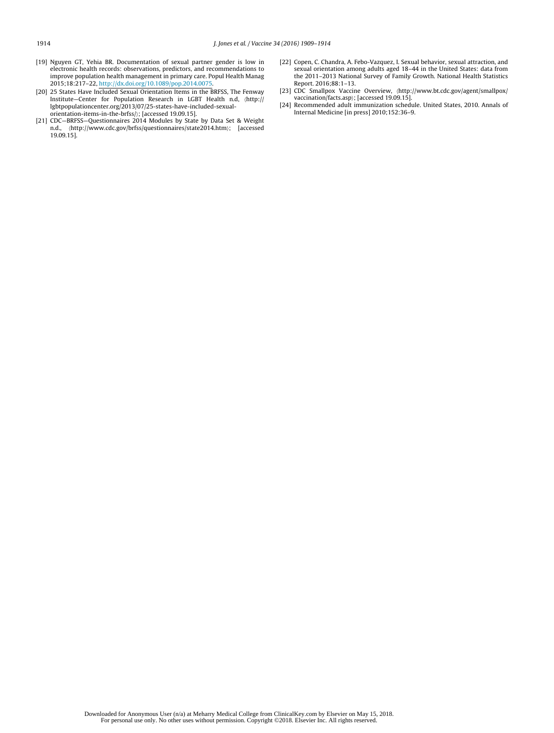[19] Nguyen GT, Yehia BR. Documentation of sexual partner gender is low in electronic health records: observations, predictors, and recommendations to improve population health management in primary care. Popul Health Manag 2015;18:217–22, http://dx.doi.org/10.1089/pop.2014.0075.

[20] 25 States Have Included Sexual Orientation Items in the BRFSS, The Fenway Institute—Center for Population Research in LGBT Health n.d, ⟨http://lgbtpopulationcenter.org/2013/07/25-states-have-included-sexual-orientation-items-in-the-brfss/⟩; [accessed 19.09.15].

[21] CDC—BRFSS—Questionnaires 2014 Modules by State by Data Set & Weight n.d., ⟨http://www.cdc.gov/brfss/questionnaires/state2014.htm⟩; [accessed 19.09.15].

[22] Copen, C. Chandra, A. Febo-Vazquez, I. Sexual behavior, sexual attraction, and sexual orientation among adults aged 18–44 in the United States: data from the 2011–2013 National Survey of Family Growth. National Health Statistics Report. 2016;88:1–13.

[23] CDC Smallpox Vaccine Overview, ⟨http://www.bt.cdc.gov/agent/smallpox/vaccination/facts.asp⟩; [accessed 19.09.15].

[24] Recommended adult immunization schedule. United States, 2010. Annals of Internal Medicine [in press] 2010;152:36–9.